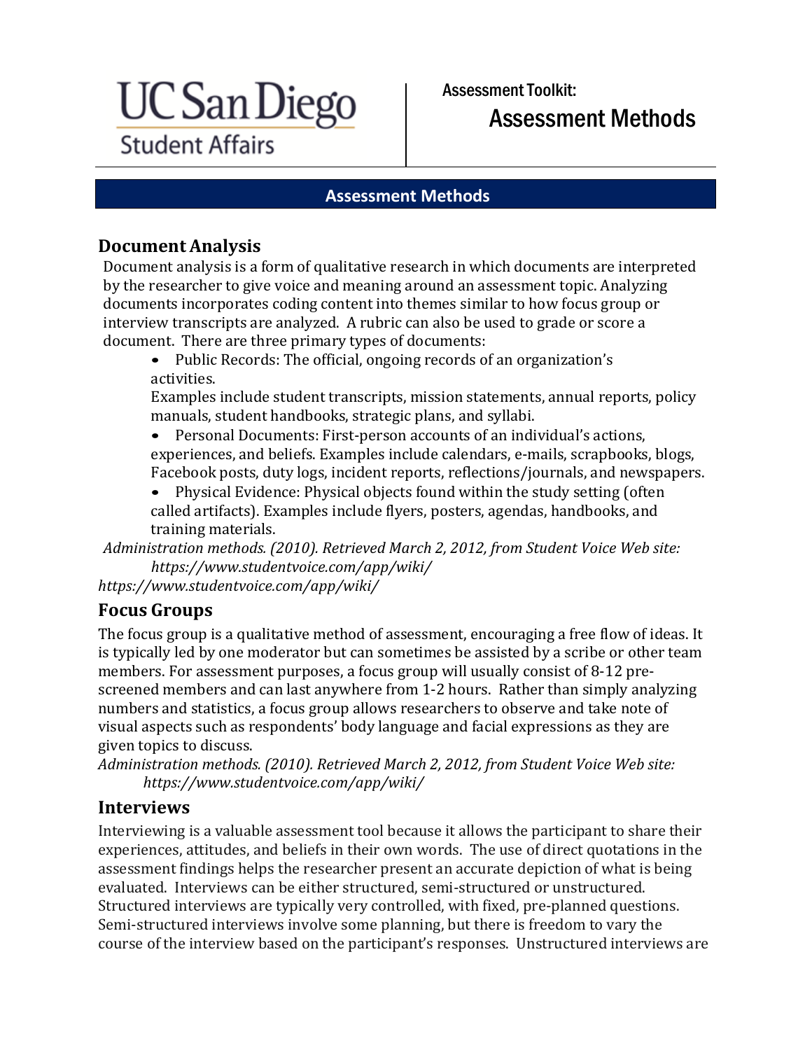UC San Diego Student Affairs

Assessment Toolkit:

# Assessment Methods

## Assessment Methods

### Document Analysis

Document analysis is a form of qualitative research in which documents are interpreted by the researcher to give voice and meaning around an assessment topic. Analyzing documents incorporates coding content into themes similar to how focus group or interview transcripts are analyzed. A rubric can also be used to grade or score a document. There are three primary types of documents:

- Public Records: The official, ongoing records of an organization's activities.
  Examples include student transcripts, mission statements, annual reports, policy manuals, student handbooks, strategic plans, and syllabi.
- Personal Documents: First-person accounts of an individual's actions, experiences, and beliefs. Examples include calendars, e-mails, scrapbooks, blogs, Facebook posts, duty logs, incident reports, reflections/journals, and newspapers.
- Physical Evidence: Physical objects found within the study setting (often called artifacts). Examples include flyers, posters, agendas, handbooks, and training materials.

*Administration methods. (2010). Retrieved March 2, 2012, from Student Voice Web site: https://www.studentvoice.com/app/wiki/*
*https://www.studentvoice.com/app/wiki/*

### Focus Groups

The focus group is a qualitative method of assessment, encouraging a free flow of ideas. It is typically led by one moderator but can sometimes be assisted by a scribe or other team members. For assessment purposes, a focus group will usually consist of 8-12 pre-screened members and can last anywhere from 1-2 hours. Rather than simply analyzing numbers and statistics, a focus group allows researchers to observe and take note of visual aspects such as respondents' body language and facial expressions as they are given topics to discuss.

*Administration methods. (2010). Retrieved March 2, 2012, from Student Voice Web site: https://www.studentvoice.com/app/wiki/*

### Interviews

Interviewing is a valuable assessment tool because it allows the participant to share their experiences, attitudes, and beliefs in their own words. The use of direct quotations in the assessment findings helps the researcher present an accurate depiction of what is being evaluated. Interviews can be either structured, semi-structured or unstructured. Structured interviews are typically very controlled, with fixed, pre-planned questions. Semi-structured interviews involve some planning, but there is freedom to vary the course of the interview based on the participant's responses. Unstructured interviews are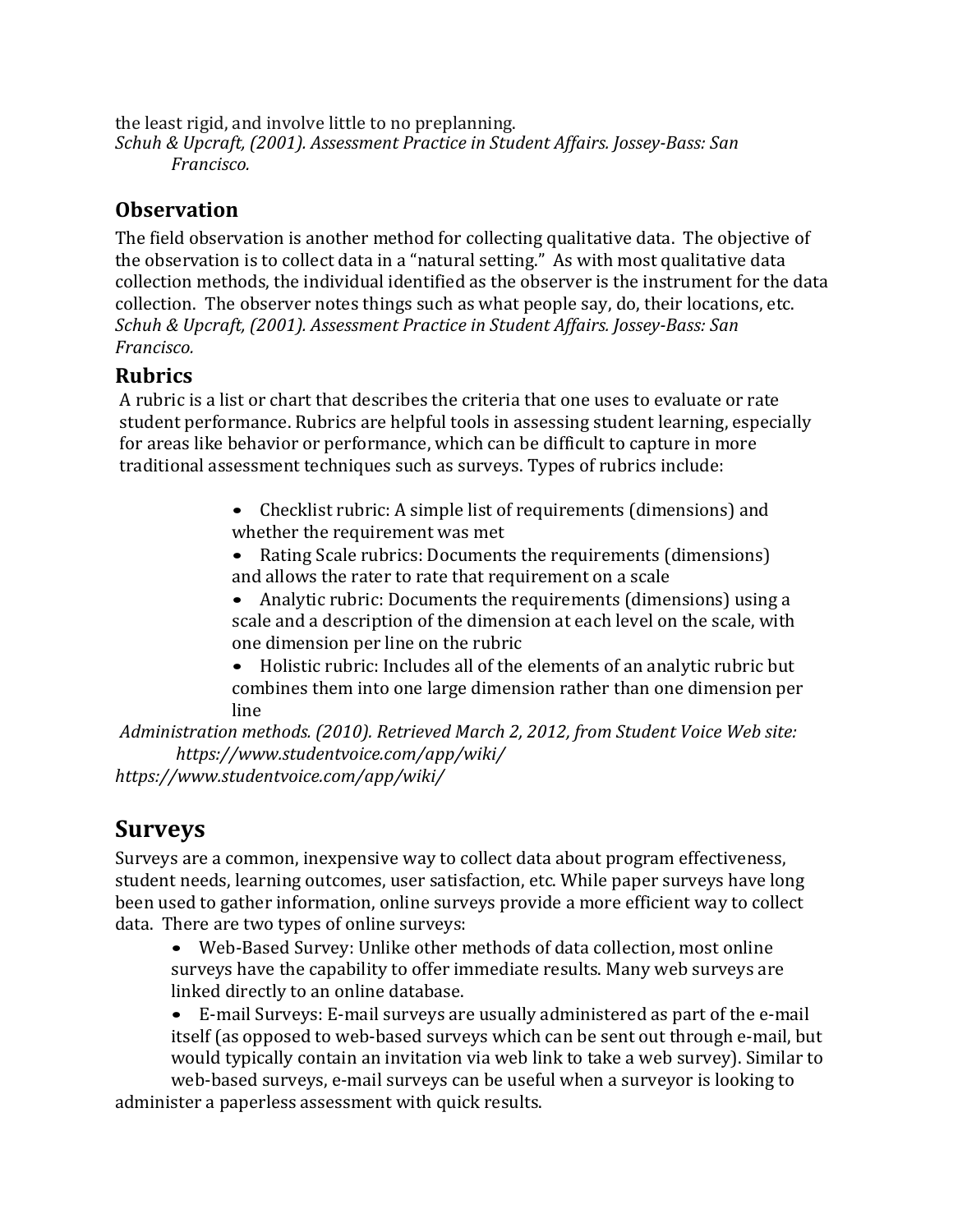the least rigid, and involve little to no preplanning.

*Schuh & Upcraft, (2001). Assessment Practice in Student Affairs. Jossey-Bass: San Francisco.*

## Observation

The field observation is another method for collecting qualitative data. The objective of the observation is to collect data in a "natural setting." As with most qualitative data collection methods, the individual identified as the observer is the instrument for the data collection. The observer notes things such as what people say, do, their locations, etc.

*Schuh & Upcraft, (2001). Assessment Practice in Student Affairs. Jossey-Bass: San Francisco.*

## Rubrics

A rubric is a list or chart that describes the criteria that one uses to evaluate or rate student performance. Rubrics are helpful tools in assessing student learning, especially for areas like behavior or performance, which can be difficult to capture in more traditional assessment techniques such as surveys. Types of rubrics include:

- Checklist rubric: A simple list of requirements (dimensions) and whether the requirement was met
- Rating Scale rubrics: Documents the requirements (dimensions) and allows the rater to rate that requirement on a scale
- Analytic rubric: Documents the requirements (dimensions) using a scale and a description of the dimension at each level on the scale, with one dimension per line on the rubric
- Holistic rubric: Includes all of the elements of an analytic rubric but combines them into one large dimension rather than one dimension per line

*Administration methods. (2010). Retrieved March 2, 2012, from Student Voice Web site: https://www.studentvoice.com/app/wiki/*
*https://www.studentvoice.com/app/wiki/*

# Surveys

Surveys are a common, inexpensive way to collect data about program effectiveness, student needs, learning outcomes, user satisfaction, etc. While paper surveys have long been used to gather information, online surveys provide a more efficient way to collect data. There are two types of online surveys:

- Web-Based Survey: Unlike other methods of data collection, most online surveys have the capability to offer immediate results. Many web surveys are linked directly to an online database.
- E-mail Surveys: E-mail surveys are usually administered as part of the e-mail itself (as opposed to web-based surveys which can be sent out through e-mail, but would typically contain an invitation via web link to take a web survey). Similar to web-based surveys, e-mail surveys can be useful when a surveyor is looking to administer a paperless assessment with quick results.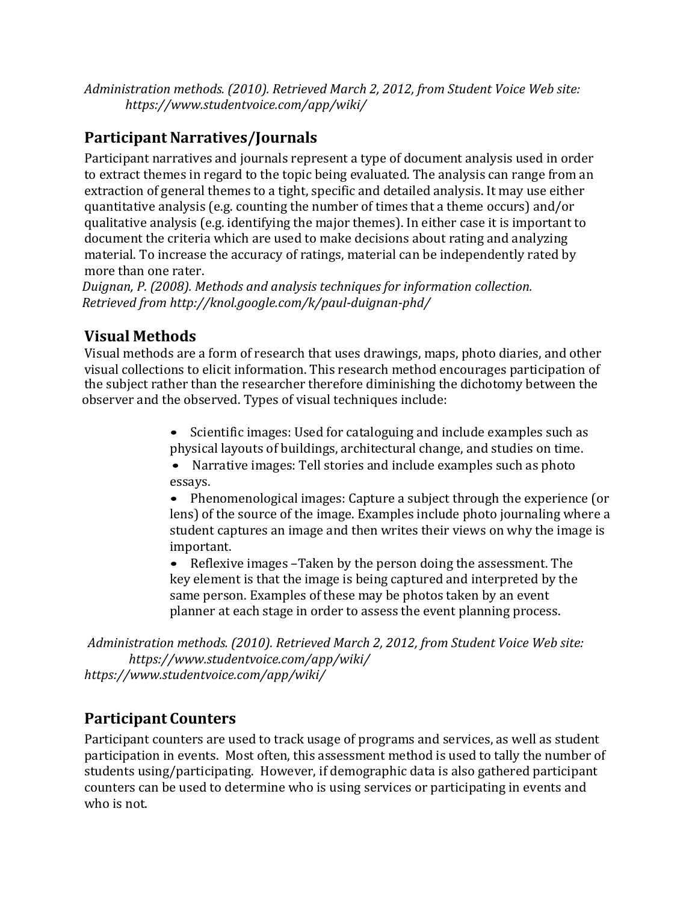*Administration methods. (2010). Retrieved March 2, 2012, from Student Voice Web site: https://www.studentvoice.com/app/wiki/*

## Participant Narratives/Journals

Participant narratives and journals represent a type of document analysis used in order to extract themes in regard to the topic being evaluated. The analysis can range from an extraction of general themes to a tight, specific and detailed analysis. It may use either quantitative analysis (e.g. counting the number of times that a theme occurs) and/or qualitative analysis (e.g. identifying the major themes). In either case it is important to document the criteria which are used to make decisions about rating and analyzing material. To increase the accuracy of ratings, material can be independently rated by more than one rater.

*Duignan, P. (2008). Methods and analysis techniques for information collection. Retrieved from http://knol.google.com/k/paul-duignan-phd/*

## Visual Methods

Visual methods are a form of research that uses drawings, maps, photo diaries, and other visual collections to elicit information. This research method encourages participation of the subject rather than the researcher therefore diminishing the dichotomy between the observer and the observed. Types of visual techniques include:

- Scientific images: Used for cataloguing and include examples such as physical layouts of buildings, architectural change, and studies on time.
- Narrative images: Tell stories and include examples such as photo essays.
- Phenomenological images: Capture a subject through the experience (or lens) of the source of the image. Examples include photo journaling where a student captures an image and then writes their views on why the image is important.
- Reflexive images –Taken by the person doing the assessment. The key element is that the image is being captured and interpreted by the same person. Examples of these may be photos taken by an event planner at each stage in order to assess the event planning process.

*Administration methods. (2010). Retrieved March 2, 2012, from Student Voice Web site: https://www.studentvoice.com/app/wiki/*
*https://www.studentvoice.com/app/wiki/*

## Participant Counters

Participant counters are used to track usage of programs and services, as well as student participation in events. Most often, this assessment method is used to tally the number of students using/participating. However, if demographic data is also gathered participant counters can be used to determine who is using services or participating in events and who is not.